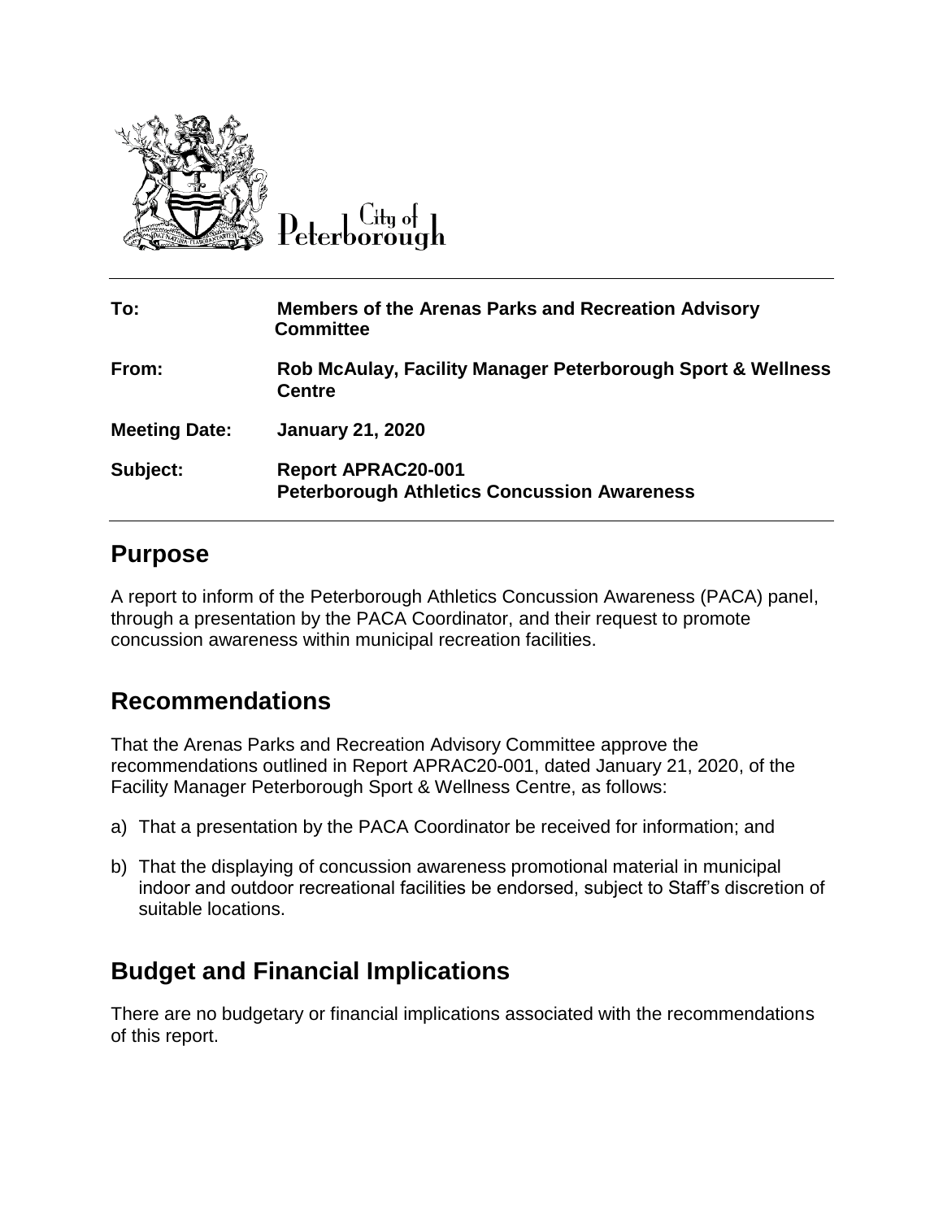City of Peterborough

| To: | Members of the Arenas Parks and Recreation Advisory Committee |
| --- | --- |
| From: | Rob McAulay, Facility Manager Peterborough Sport & Wellness Centre |
| Meeting Date: | January 21, 2020 |
| Subject: | Report APRAC20-001<br>Peterborough Athletics Concussion Awareness |

## Purpose

A report to inform of the Peterborough Athletics Concussion Awareness (PACA) panel, through a presentation by the PACA Coordinator, and their request to promote concussion awareness within municipal recreation facilities.

## Recommendations

That the Arenas Parks and Recreation Advisory Committee approve the recommendations outlined in Report APRAC20-001, dated January 21, 2020, of the Facility Manager Peterborough Sport & Wellness Centre, as follows:

a) That a presentation by the PACA Coordinator be received for information; and

b) That the displaying of concussion awareness promotional material in municipal indoor and outdoor recreational facilities be endorsed, subject to Staff's discretion of suitable locations.

## Budget and Financial Implications

There are no budgetary or financial implications associated with the recommendations of this report.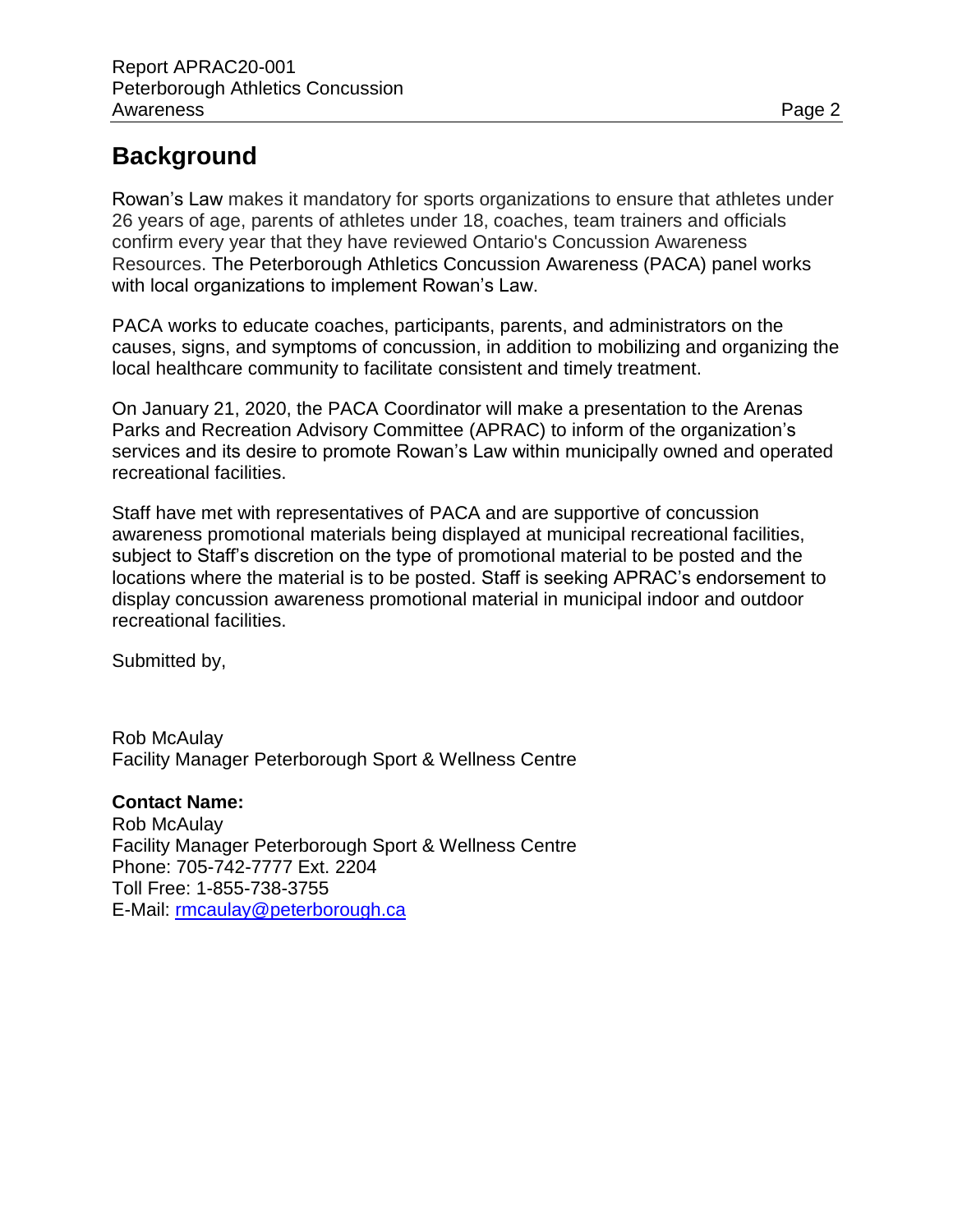## Background

Rowan's Law makes it mandatory for sports organizations to ensure that athletes under 26 years of age, parents of athletes under 18, coaches, team trainers and officials confirm every year that they have reviewed Ontario's Concussion Awareness Resources. The Peterborough Athletics Concussion Awareness (PACA) panel works with local organizations to implement Rowan's Law.

PACA works to educate coaches, participants, parents, and administrators on the causes, signs, and symptoms of concussion, in addition to mobilizing and organizing the local healthcare community to facilitate consistent and timely treatment.

On January 21, 2020, the PACA Coordinator will make a presentation to the Arenas Parks and Recreation Advisory Committee (APRAC) to inform of the organization's services and its desire to promote Rowan's Law within municipally owned and operated recreational facilities.

Staff have met with representatives of PACA and are supportive of concussion awareness promotional materials being displayed at municipal recreational facilities, subject to Staff's discretion on the type of promotional material to be posted and the locations where the material is to be posted. Staff is seeking APRAC's endorsement to display concussion awareness promotional material in municipal indoor and outdoor recreational facilities.

Submitted by,

Rob McAulay
Facility Manager Peterborough Sport & Wellness Centre

**Contact Name:**
Rob McAulay
Facility Manager Peterborough Sport & Wellness Centre
Phone: 705-742-7777 Ext. 2204
Toll Free: 1-855-738-3755
E-Mail: rmcaulay@peterborough.ca